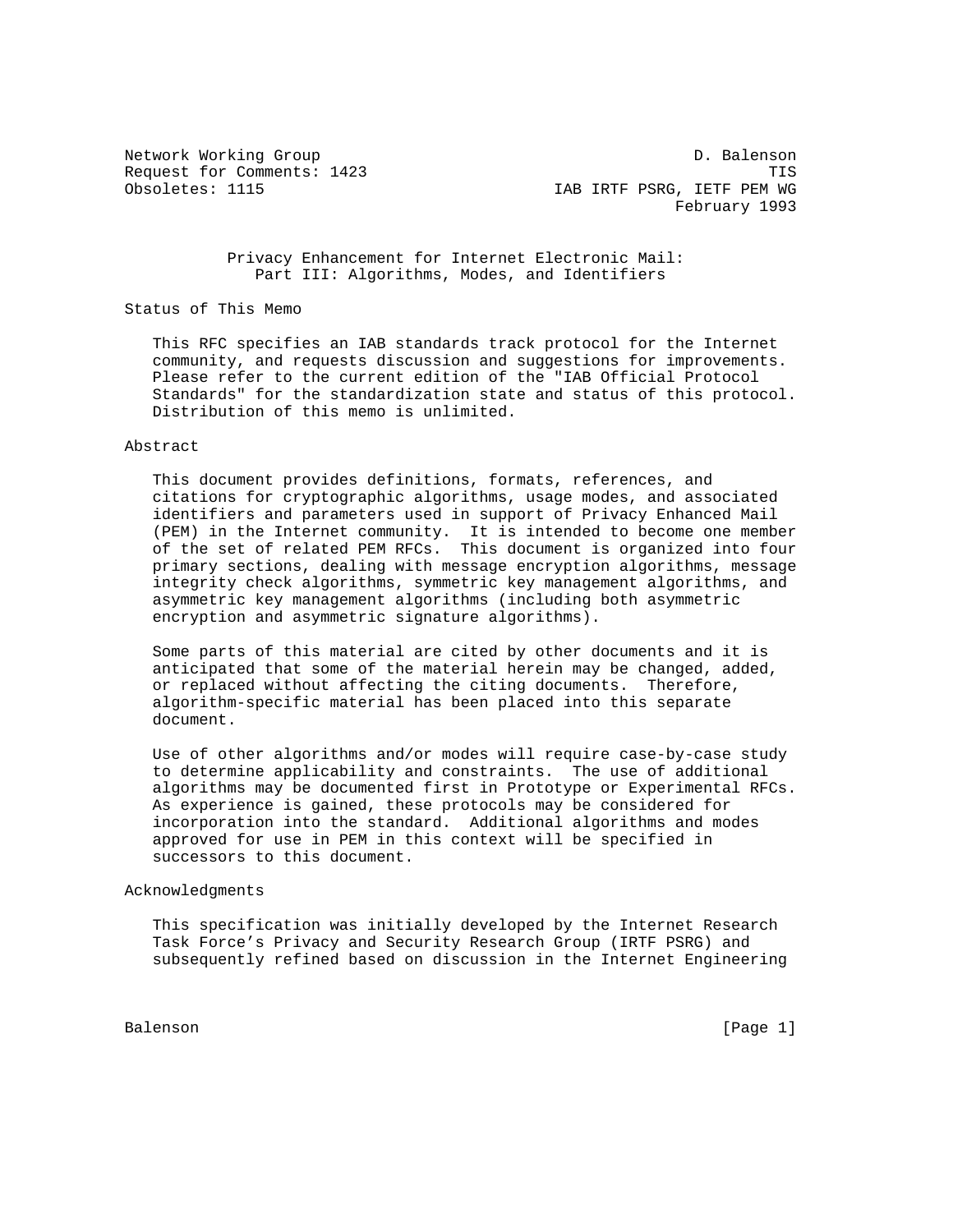Network Working Group D. Balenson
Request for Comments: 1423 TIS
Obsoletes: 1115 IAB IRTF PSRG, IETF PEM WG
February 1993

# Privacy Enhancement for Internet Electronic Mail: Part III: Algorithms, Modes, and Identifiers

## Status of This Memo

This RFC specifies an IAB standards track protocol for the Internet community, and requests discussion and suggestions for improvements. Please refer to the current edition of the "IAB Official Protocol Standards" for the standardization state and status of this protocol. Distribution of this memo is unlimited.

## Abstract

This document provides definitions, formats, references, and citations for cryptographic algorithms, usage modes, and associated identifiers and parameters used in support of Privacy Enhanced Mail (PEM) in the Internet community. It is intended to become one member of the set of related PEM RFCs. This document is organized into four primary sections, dealing with message encryption algorithms, message integrity check algorithms, symmetric key management algorithms, and asymmetric key management algorithms (including both asymmetric encryption and asymmetric signature algorithms).

Some parts of this material are cited by other documents and it is anticipated that some of the material herein may be changed, added, or replaced without affecting the citing documents. Therefore, algorithm-specific material has been placed into this separate document.

Use of other algorithms and/or modes will require case-by-case study to determine applicability and constraints. The use of additional algorithms may be documented first in Prototype or Experimental RFCs. As experience is gained, these protocols may be considered for incorporation into the standard. Additional algorithms and modes approved for use in PEM in this context will be specified in successors to this document.

## Acknowledgments

This specification was initially developed by the Internet Research Task Force's Privacy and Security Research Group (IRTF PSRG) and subsequently refined based on discussion in the Internet Engineering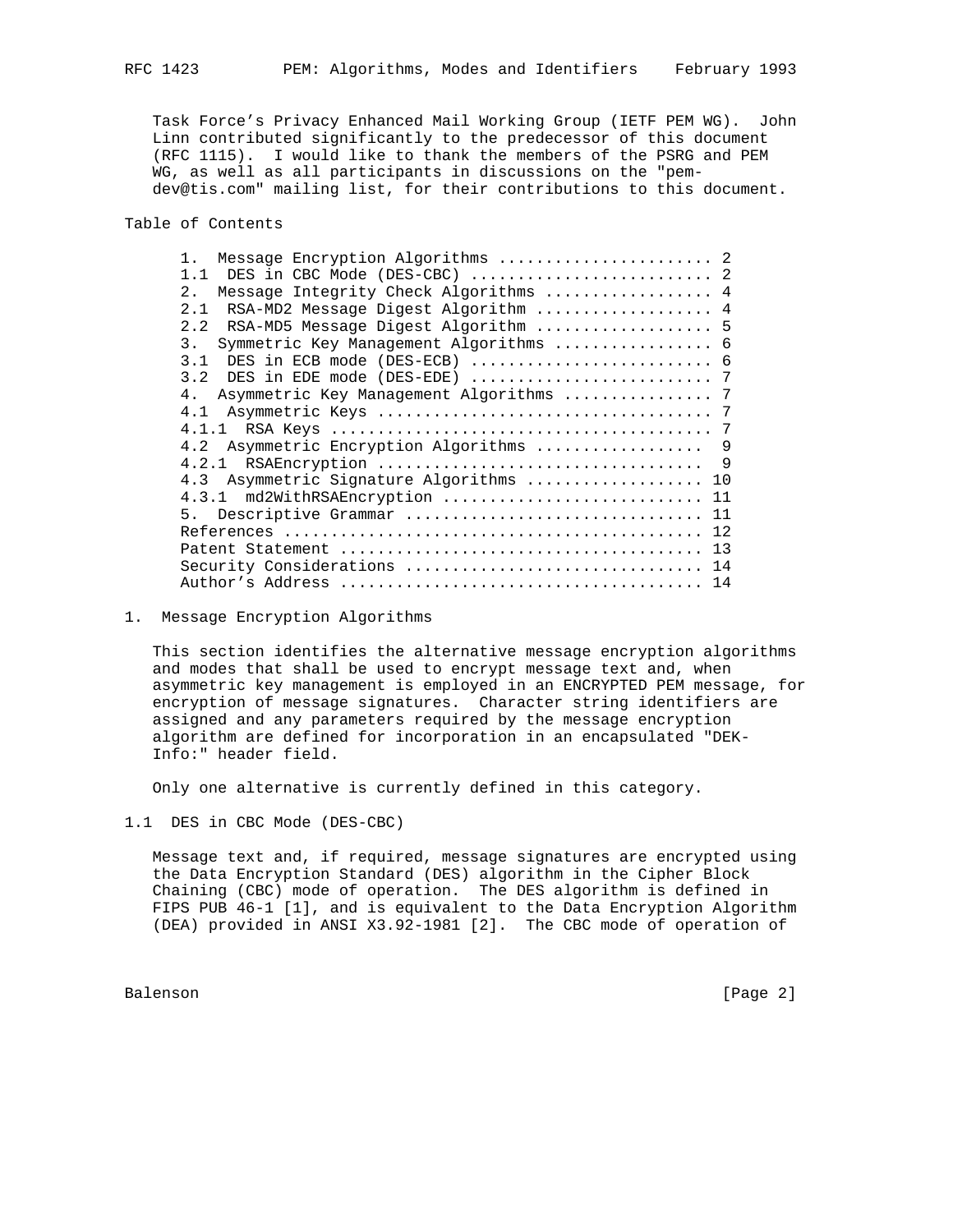Task Force's Privacy Enhanced Mail Working Group (IETF PEM WG). John Linn contributed significantly to the predecessor of this document (RFC 1115). I would like to thank the members of the PSRG and PEM WG, as well as all participants in discussions on the "pem-dev@tis.com" mailing list, for their contributions to this document.

## Table of Contents

```
1.  Message Encryption Algorithms ....................... 2
1.1  DES in CBC Mode (DES-CBC) .......................... 2
2.  Message Integrity Check Algorithms .................. 4
2.1  RSA-MD2 Message Digest Algorithm ................... 4
2.2  RSA-MD5 Message Digest Algorithm ................... 5
3.  Symmetric Key Management Algorithms ................. 6
3.1  DES in ECB mode (DES-ECB) .......................... 6
3.2  DES in EDE mode (DES-EDE) .......................... 7
4.  Asymmetric Key Management Algorithms ................ 7
4.1  Asymmetric Keys .................................... 7
4.1.1  RSA Keys ......................................... 7
4.2  Asymmetric Encryption Algorithms ..................  9
4.2.1  RSAEncryption ...................................  9
4.3  Asymmetric Signature Algorithms ................... 10
4.3.1  md2WithRSAEncryption ............................ 11
5.  Descriptive Grammar ................................ 11
References ............................................. 12
Patent Statement ....................................... 13
Security Considerations ................................ 14
Author's Address ....................................... 14
```

## 1. Message Encryption Algorithms

This section identifies the alternative message encryption algorithms and modes that shall be used to encrypt message text and, when asymmetric key management is employed in an ENCRYPTED PEM message, for encryption of message signatures. Character string identifiers are assigned and any parameters required by the message encryption algorithm are defined for incorporation in an encapsulated "DEK-Info:" header field.

Only one alternative is currently defined in this category.

### 1.1 DES in CBC Mode (DES-CBC)

Message text and, if required, message signatures are encrypted using the Data Encryption Standard (DES) algorithm in the Cipher Block Chaining (CBC) mode of operation. The DES algorithm is defined in FIPS PUB 46-1 [1], and is equivalent to the Data Encryption Algorithm (DEA) provided in ANSI X3.92-1981 [2]. The CBC mode of operation of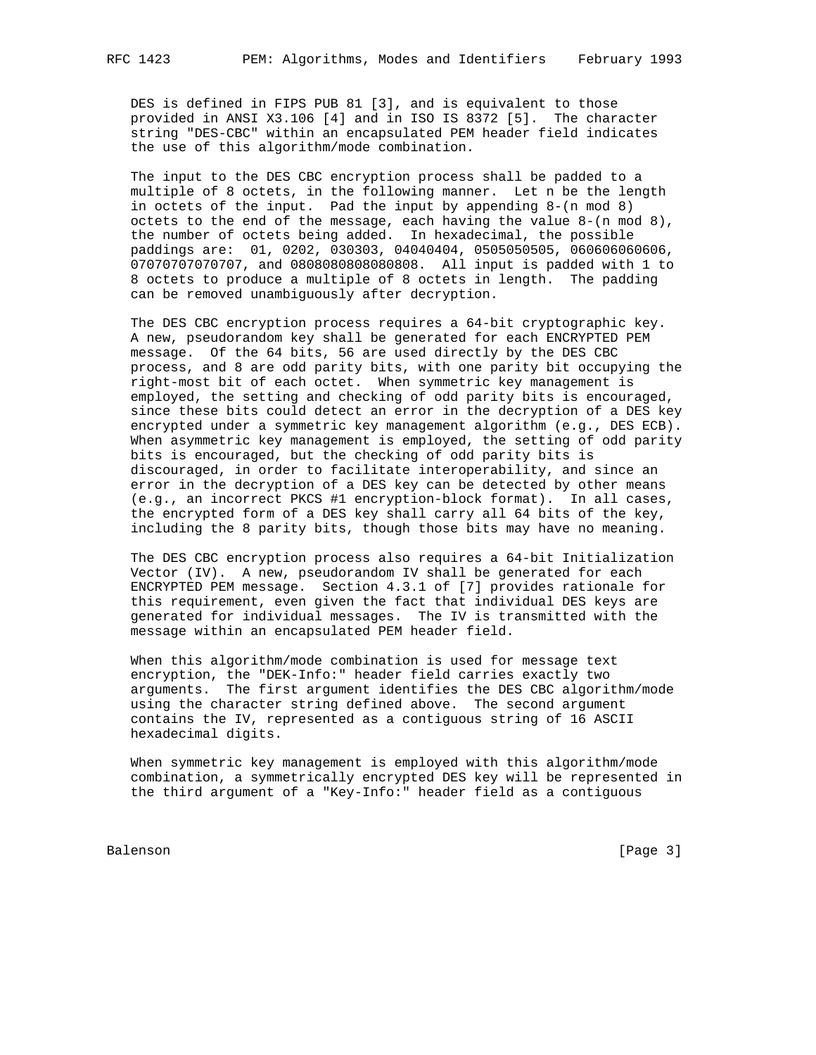DES is defined in FIPS PUB 81 [3], and is equivalent to those provided in ANSI X3.106 [4] and in ISO IS 8372 [5]. The character string "DES-CBC" within an encapsulated PEM header field indicates the use of this algorithm/mode combination.

The input to the DES CBC encryption process shall be padded to a multiple of 8 octets, in the following manner. Let n be the length in octets of the input. Pad the input by appending 8-(n mod 8) octets to the end of the message, each having the value 8-(n mod 8), the number of octets being added. In hexadecimal, the possible paddings are: 01, 0202, 030303, 04040404, 0505050505, 060606060606, 07070707070707, and 0808080808080808. All input is padded with 1 to 8 octets to produce a multiple of 8 octets in length. The padding can be removed unambiguously after decryption.

The DES CBC encryption process requires a 64-bit cryptographic key. A new, pseudorandom key shall be generated for each ENCRYPTED PEM message. Of the 64 bits, 56 are used directly by the DES CBC process, and 8 are odd parity bits, with one parity bit occupying the right-most bit of each octet. When symmetric key management is employed, the setting and checking of odd parity bits is encouraged, since these bits could detect an error in the decryption of a DES key encrypted under a symmetric key management algorithm (e.g., DES ECB). When asymmetric key management is employed, the setting of odd parity bits is encouraged, but the checking of odd parity bits is discouraged, in order to facilitate interoperability, and since an error in the decryption of a DES key can be detected by other means (e.g., an incorrect PKCS #1 encryption-block format). In all cases, the encrypted form of a DES key shall carry all 64 bits of the key, including the 8 parity bits, though those bits may have no meaning.

The DES CBC encryption process also requires a 64-bit Initialization Vector (IV). A new, pseudorandom IV shall be generated for each ENCRYPTED PEM message. Section 4.3.1 of [7] provides rationale for this requirement, even given the fact that individual DES keys are generated for individual messages. The IV is transmitted with the message within an encapsulated PEM header field.

When this algorithm/mode combination is used for message text encryption, the "DEK-Info:" header field carries exactly two arguments. The first argument identifies the DES CBC algorithm/mode using the character string defined above. The second argument contains the IV, represented as a contiguous string of 16 ASCII hexadecimal digits.

When symmetric key management is employed with this algorithm/mode combination, a symmetrically encrypted DES key will be represented in the third argument of a "Key-Info:" header field as a contiguous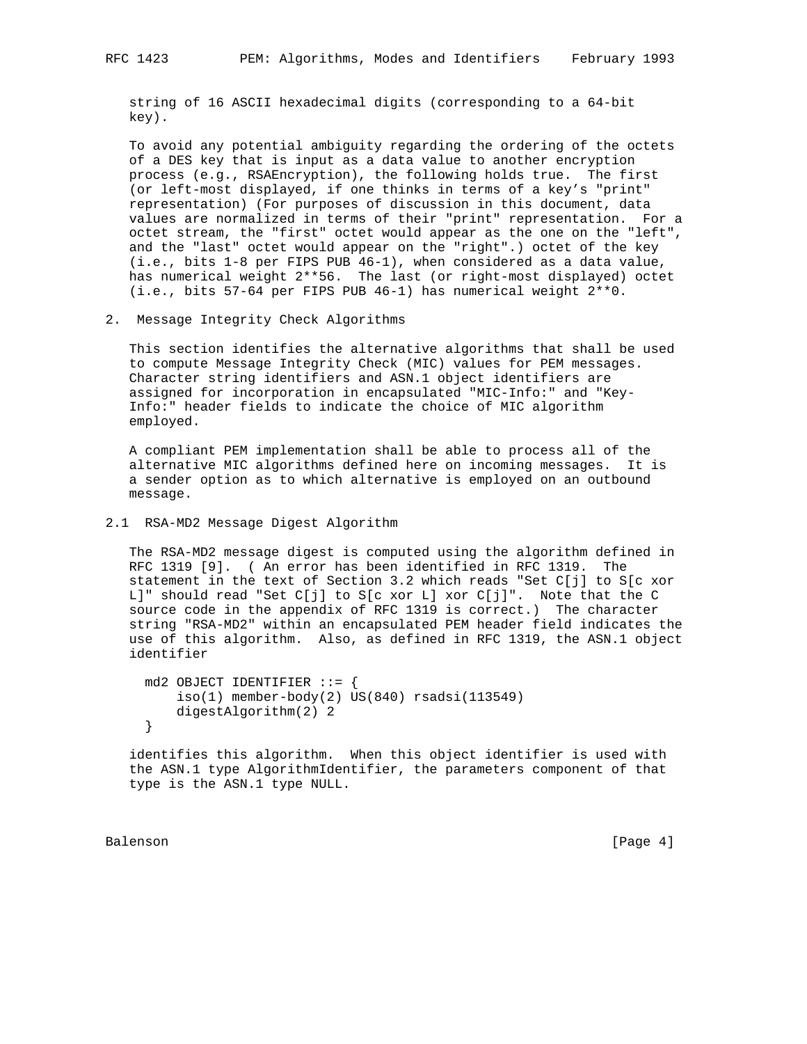string of 16 ASCII hexadecimal digits (corresponding to a 64-bit key).

To avoid any potential ambiguity regarding the ordering of the octets of a DES key that is input as a data value to another encryption process (e.g., RSAEncryption), the following holds true. The first (or left-most displayed, if one thinks in terms of a key's "print" representation) (For purposes of discussion in this document, data values are normalized in terms of their "print" representation. For a octet stream, the "first" octet would appear as the one on the "left", and the "last" octet would appear on the "right".) octet of the key (i.e., bits 1-8 per FIPS PUB 46-1), when considered as a data value, has numerical weight 2**56. The last (or right-most displayed) octet (i.e., bits 57-64 per FIPS PUB 46-1) has numerical weight 2**0.

## 2. Message Integrity Check Algorithms

This section identifies the alternative algorithms that shall be used to compute Message Integrity Check (MIC) values for PEM messages. Character string identifiers and ASN.1 object identifiers are assigned for incorporation in encapsulated "MIC-Info:" and "Key-Info:" header fields to indicate the choice of MIC algorithm employed.

A compliant PEM implementation shall be able to process all of the alternative MIC algorithms defined here on incoming messages. It is a sender option as to which alternative is employed on an outbound message.

### 2.1 RSA-MD2 Message Digest Algorithm

The RSA-MD2 message digest is computed using the algorithm defined in RFC 1319 [9]. ( An error has been identified in RFC 1319. The statement in the text of Section 3.2 which reads "Set C[j] to S[c xor L]" should read "Set C[j] to S[c xor L] xor C[j]". Note that the C source code in the appendix of RFC 1319 is correct.) The character string "RSA-MD2" within an encapsulated PEM header field indicates the use of this algorithm. Also, as defined in RFC 1319, the ASN.1 object identifier

```
md2 OBJECT IDENTIFIER ::= {
    iso(1) member-body(2) US(840) rsadsi(113549)
    digestAlgorithm(2) 2
}
```

identifies this algorithm. When this object identifier is used with the ASN.1 type AlgorithmIdentifier, the parameters component of that type is the ASN.1 type NULL.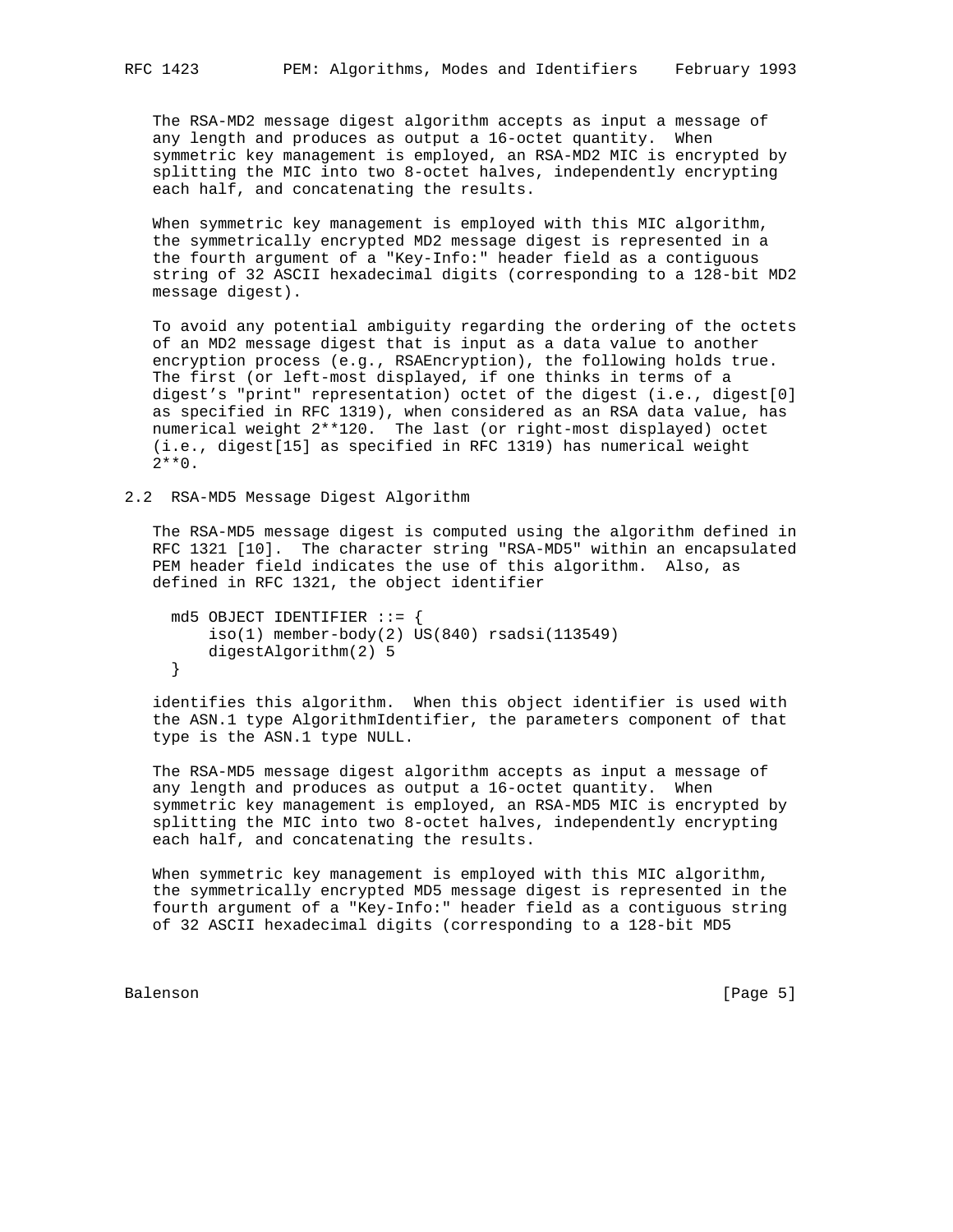The RSA-MD2 message digest algorithm accepts as input a message of any length and produces as output a 16-octet quantity. When symmetric key management is employed, an RSA-MD2 MIC is encrypted by splitting the MIC into two 8-octet halves, independently encrypting each half, and concatenating the results.

When symmetric key management is employed with this MIC algorithm, the symmetrically encrypted MD2 message digest is represented in a the fourth argument of a "Key-Info:" header field as a contiguous string of 32 ASCII hexadecimal digits (corresponding to a 128-bit MD2 message digest).

To avoid any potential ambiguity regarding the ordering of the octets of an MD2 message digest that is input as a data value to another encryption process (e.g., RSAEncryption), the following holds true. The first (or left-most displayed, if one thinks in terms of a digest's "print" representation) octet of the digest (i.e., digest[0] as specified in RFC 1319), when considered as an RSA data value, has numerical weight 2**120. The last (or right-most displayed) octet (i.e., digest[15] as specified in RFC 1319) has numerical weight 2**0.

## 2.2 RSA-MD5 Message Digest Algorithm

The RSA-MD5 message digest is computed using the algorithm defined in RFC 1321 [10]. The character string "RSA-MD5" within an encapsulated PEM header field indicates the use of this algorithm. Also, as defined in RFC 1321, the object identifier

```
md5 OBJECT IDENTIFIER ::= {
    iso(1) member-body(2) US(840) rsadsi(113549)
    digestAlgorithm(2) 5
}
```

identifies this algorithm. When this object identifier is used with the ASN.1 type AlgorithmIdentifier, the parameters component of that type is the ASN.1 type NULL.

The RSA-MD5 message digest algorithm accepts as input a message of any length and produces as output a 16-octet quantity. When symmetric key management is employed, an RSA-MD5 MIC is encrypted by splitting the MIC into two 8-octet halves, independently encrypting each half, and concatenating the results.

When symmetric key management is employed with this MIC algorithm, the symmetrically encrypted MD5 message digest is represented in the fourth argument of a "Key-Info:" header field as a contiguous string of 32 ASCII hexadecimal digits (corresponding to a 128-bit MD5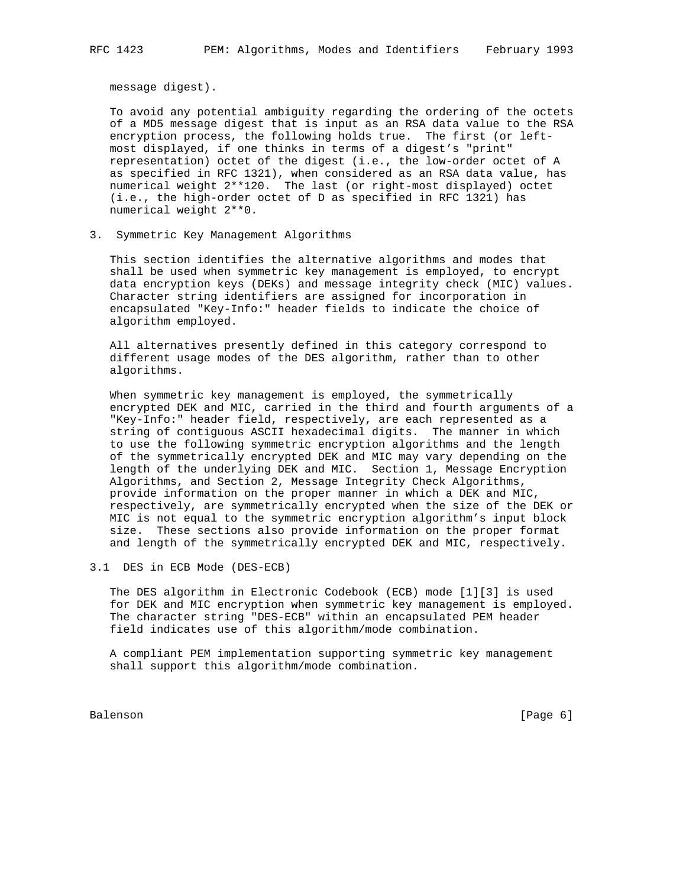message digest).

To avoid any potential ambiguity regarding the ordering of the octets of a MD5 message digest that is input as an RSA data value to the RSA encryption process, the following holds true. The first (or left-most displayed, if one thinks in terms of a digest's "print" representation) octet of the digest (i.e., the low-order octet of A as specified in RFC 1321), when considered as an RSA data value, has numerical weight 2**120. The last (or right-most displayed) octet (i.e., the high-order octet of D as specified in RFC 1321) has numerical weight 2**0.

## 3. Symmetric Key Management Algorithms

This section identifies the alternative algorithms and modes that shall be used when symmetric key management is employed, to encrypt data encryption keys (DEKs) and message integrity check (MIC) values. Character string identifiers are assigned for incorporation in encapsulated "Key-Info:" header fields to indicate the choice of algorithm employed.

All alternatives presently defined in this category correspond to different usage modes of the DES algorithm, rather than to other algorithms.

When symmetric key management is employed, the symmetrically encrypted DEK and MIC, carried in the third and fourth arguments of a "Key-Info:" header field, respectively, are each represented as a string of contiguous ASCII hexadecimal digits. The manner in which to use the following symmetric encryption algorithms and the length of the symmetrically encrypted DEK and MIC may vary depending on the length of the underlying DEK and MIC. Section 1, Message Encryption Algorithms, and Section 2, Message Integrity Check Algorithms, provide information on the proper manner in which a DEK and MIC, respectively, are symmetrically encrypted when the size of the DEK or MIC is not equal to the symmetric encryption algorithm's input block size. These sections also provide information on the proper format and length of the symmetrically encrypted DEK and MIC, respectively.

### 3.1 DES in ECB Mode (DES-ECB)

The DES algorithm in Electronic Codebook (ECB) mode [1][3] is used for DEK and MIC encryption when symmetric key management is employed. The character string "DES-ECB" within an encapsulated PEM header field indicates use of this algorithm/mode combination.

A compliant PEM implementation supporting symmetric key management shall support this algorithm/mode combination.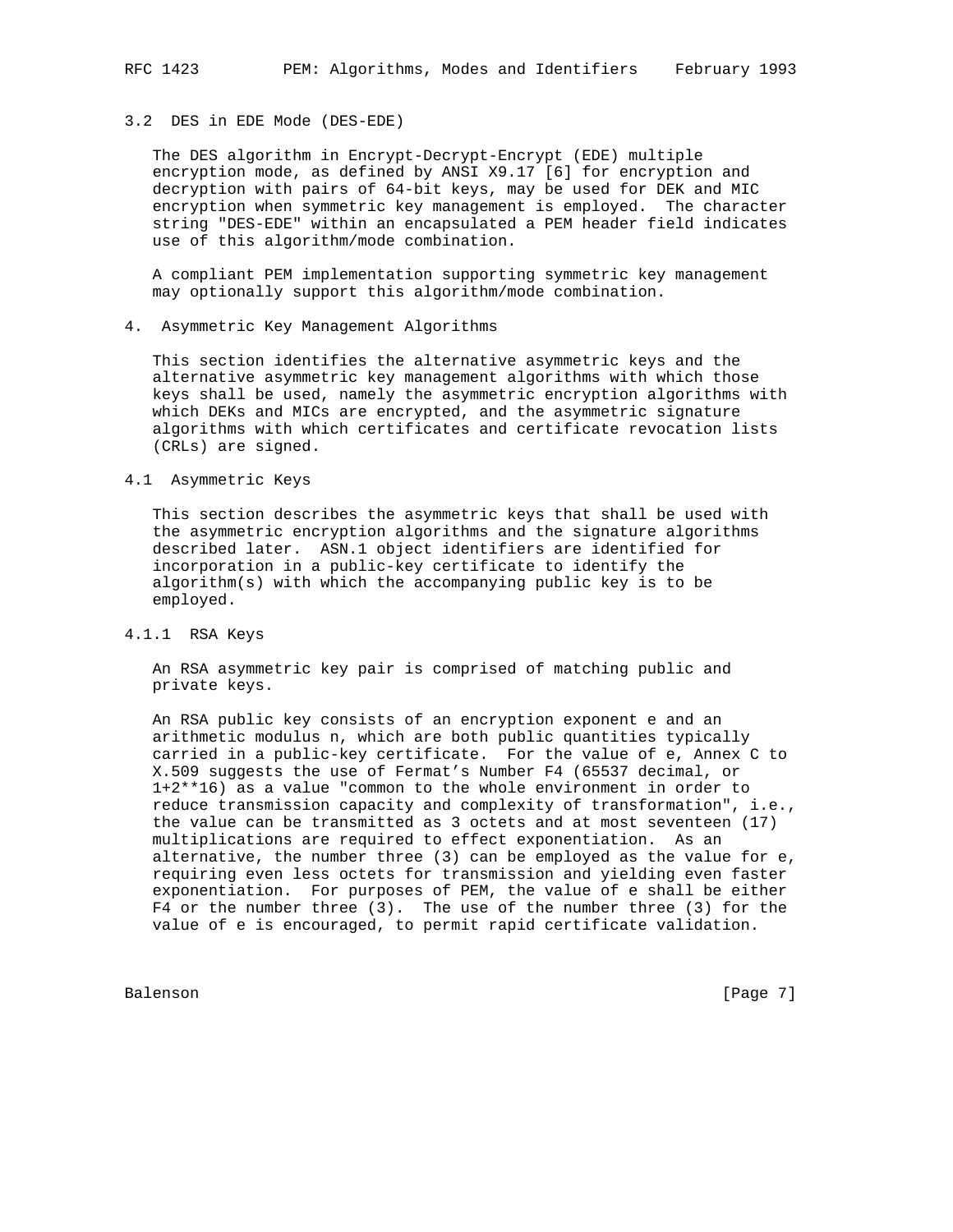### 3.2 DES in EDE Mode (DES-EDE)

The DES algorithm in Encrypt-Decrypt-Encrypt (EDE) multiple encryption mode, as defined by ANSI X9.17 [6] for encryption and decryption with pairs of 64-bit keys, may be used for DEK and MIC encryption when symmetric key management is employed. The character string "DES-EDE" within an encapsulated a PEM header field indicates use of this algorithm/mode combination.

A compliant PEM implementation supporting symmetric key management may optionally support this algorithm/mode combination.

## 4. Asymmetric Key Management Algorithms

This section identifies the alternative asymmetric keys and the alternative asymmetric key management algorithms with which those keys shall be used, namely the asymmetric encryption algorithms with which DEKs and MICs are encrypted, and the asymmetric signature algorithms with which certificates and certificate revocation lists (CRLs) are signed.

### 4.1 Asymmetric Keys

This section describes the asymmetric keys that shall be used with the asymmetric encryption algorithms and the signature algorithms described later. ASN.1 object identifiers are identified for incorporation in a public-key certificate to identify the algorithm(s) with which the accompanying public key is to be employed.

#### 4.1.1 RSA Keys

An RSA asymmetric key pair is comprised of matching public and private keys.

An RSA public key consists of an encryption exponent e and an arithmetic modulus n, which are both public quantities typically carried in a public-key certificate. For the value of e, Annex C to X.509 suggests the use of Fermat's Number F4 (65537 decimal, or 1+2**16) as a value "common to the whole environment in order to reduce transmission capacity and complexity of transformation", i.e., the value can be transmitted as 3 octets and at most seventeen (17) multiplications are required to effect exponentiation. As an alternative, the number three (3) can be employed as the value for e, requiring even less octets for transmission and yielding even faster exponentiation. For purposes of PEM, the value of e shall be either F4 or the number three (3). The use of the number three (3) for the value of e is encouraged, to permit rapid certificate validation.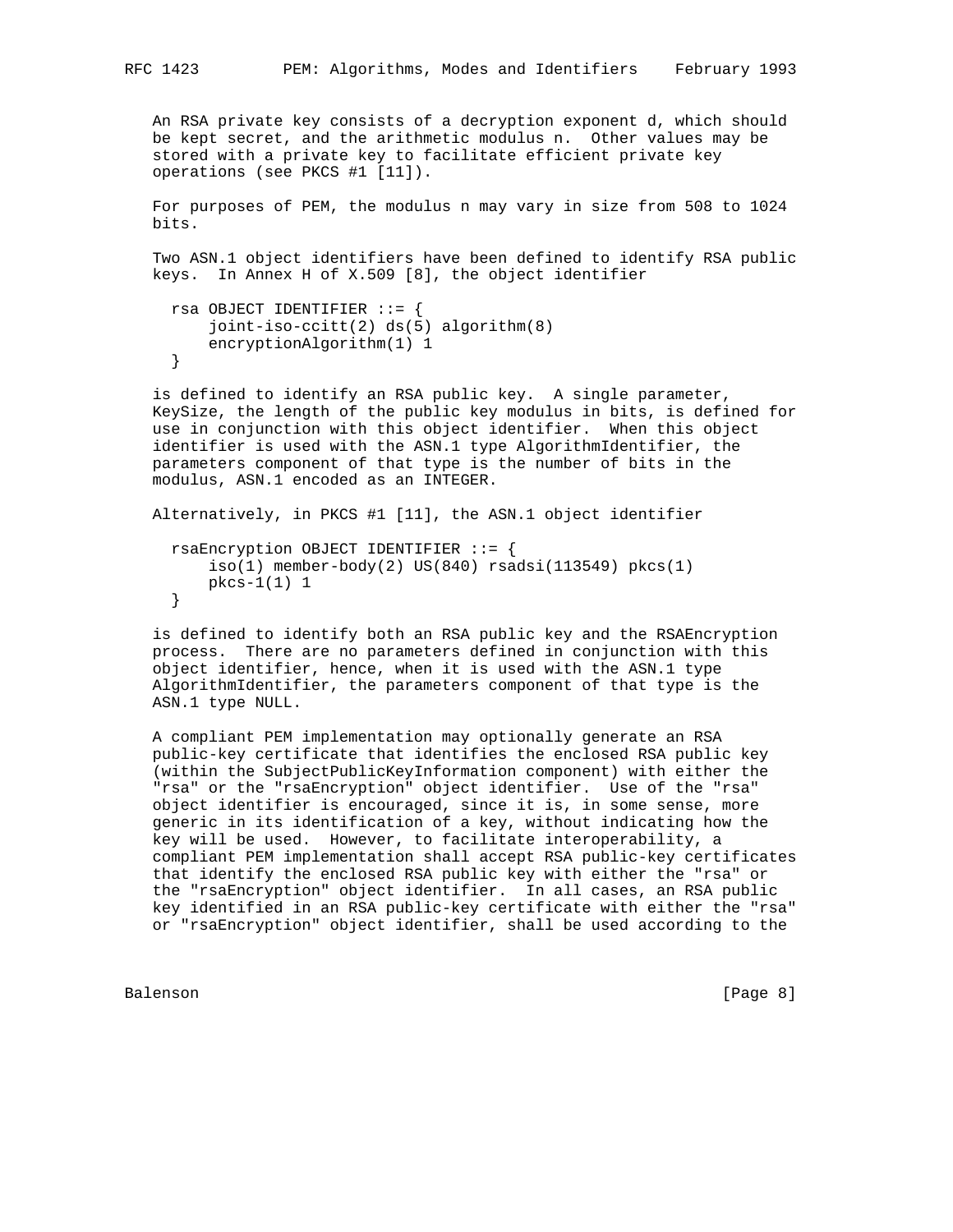An RSA private key consists of a decryption exponent d, which should be kept secret, and the arithmetic modulus n. Other values may be stored with a private key to facilitate efficient private key operations (see PKCS #1 [11]).

For purposes of PEM, the modulus n may vary in size from 508 to 1024 bits.

Two ASN.1 object identifiers have been defined to identify RSA public keys. In Annex H of X.509 [8], the object identifier

```
rsa OBJECT IDENTIFIER ::= {
    joint-iso-ccitt(2) ds(5) algorithm(8)
    encryptionAlgorithm(1) 1
}
```

is defined to identify an RSA public key. A single parameter, KeySize, the length of the public key modulus in bits, is defined for use in conjunction with this object identifier. When this object identifier is used with the ASN.1 type AlgorithmIdentifier, the parameters component of that type is the number of bits in the modulus, ASN.1 encoded as an INTEGER.

Alternatively, in PKCS #1 [11], the ASN.1 object identifier

```
rsaEncryption OBJECT IDENTIFIER ::= {
    iso(1) member-body(2) US(840) rsadsi(113549) pkcs(1)
    pkcs-1(1) 1
}
```

is defined to identify both an RSA public key and the RSAEncryption process. There are no parameters defined in conjunction with this object identifier, hence, when it is used with the ASN.1 type AlgorithmIdentifier, the parameters component of that type is the ASN.1 type NULL.

A compliant PEM implementation may optionally generate an RSA public-key certificate that identifies the enclosed RSA public key (within the SubjectPublicKeyInformation component) with either the "rsa" or the "rsaEncryption" object identifier. Use of the "rsa" object identifier is encouraged, since it is, in some sense, more generic in its identification of a key, without indicating how the key will be used. However, to facilitate interoperability, a compliant PEM implementation shall accept RSA public-key certificates that identify the enclosed RSA public key with either the "rsa" or the "rsaEncryption" object identifier. In all cases, an RSA public key identified in an RSA public-key certificate with either the "rsa" or "rsaEncryption" object identifier, shall be used according to the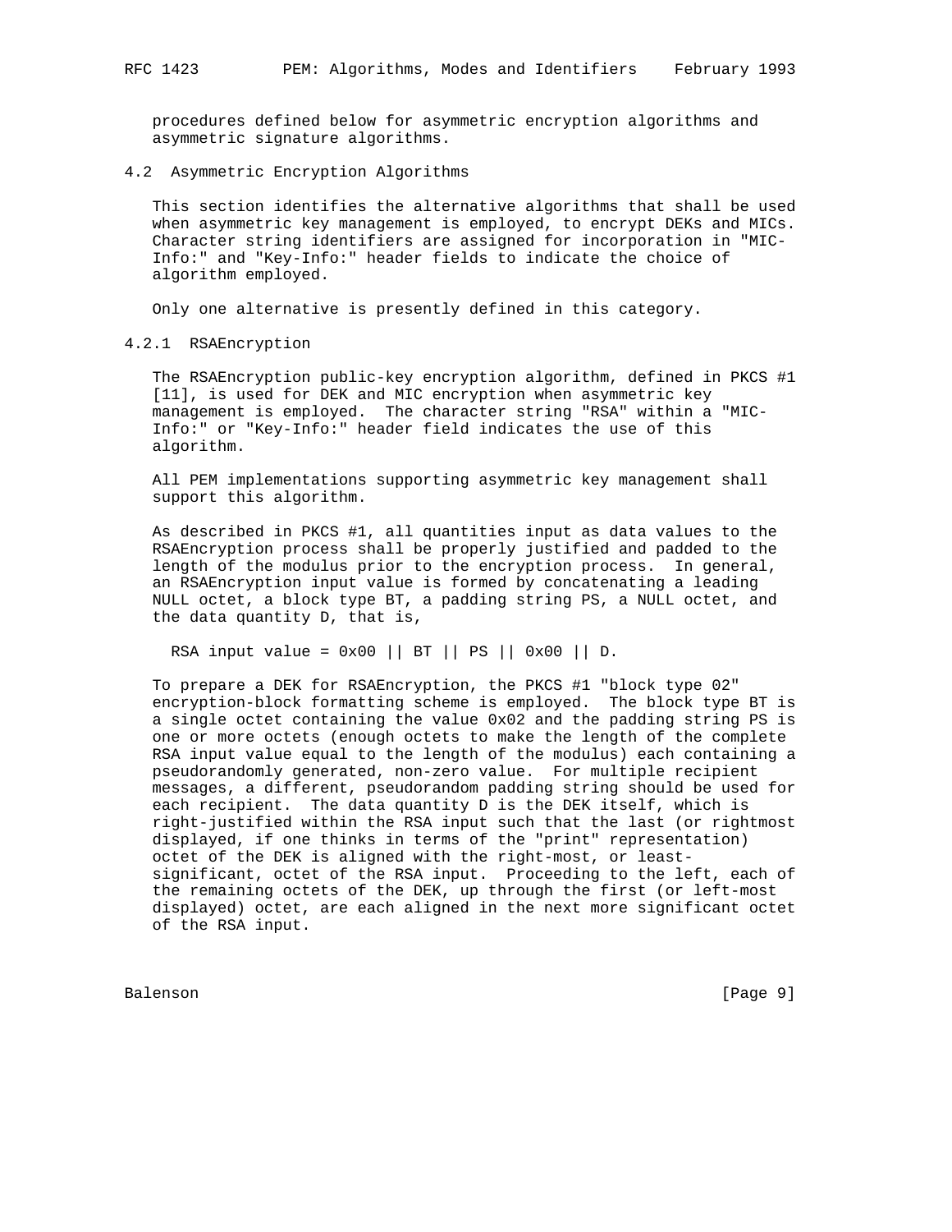procedures defined below for asymmetric encryption algorithms and asymmetric signature algorithms.

### 4.2 Asymmetric Encryption Algorithms

This section identifies the alternative algorithms that shall be used when asymmetric key management is employed, to encrypt DEKs and MICs. Character string identifiers are assigned for incorporation in "MIC-Info:" and "Key-Info:" header fields to indicate the choice of algorithm employed.

Only one alternative is presently defined in this category.

#### 4.2.1 RSAEncryption

The RSAEncryption public-key encryption algorithm, defined in PKCS #1 [11], is used for DEK and MIC encryption when asymmetric key management is employed. The character string "RSA" within a "MIC-Info:" or "Key-Info:" header field indicates the use of this algorithm.

All PEM implementations supporting asymmetric key management shall support this algorithm.

As described in PKCS #1, all quantities input as data values to the RSAEncryption process shall be properly justified and padded to the length of the modulus prior to the encryption process. In general, an RSAEncryption input value is formed by concatenating a leading NULL octet, a block type BT, a padding string PS, a NULL octet, and the data quantity D, that is,

```
RSA input value = 0x00 || BT || PS || 0x00 || D.
```

To prepare a DEK for RSAEncryption, the PKCS #1 "block type 02" encryption-block formatting scheme is employed. The block type BT is a single octet containing the value 0x02 and the padding string PS is one or more octets (enough octets to make the length of the complete RSA input value equal to the length of the modulus) each containing a pseudorandomly generated, non-zero value. For multiple recipient messages, a different, pseudorandom padding string should be used for each recipient. The data quantity D is the DEK itself, which is right-justified within the RSA input such that the last (or rightmost displayed, if one thinks in terms of the "print" representation) octet of the DEK is aligned with the right-most, or least-significant, octet of the RSA input. Proceeding to the left, each of the remaining octets of the DEK, up through the first (or left-most displayed) octet, are each aligned in the next more significant octet of the RSA input.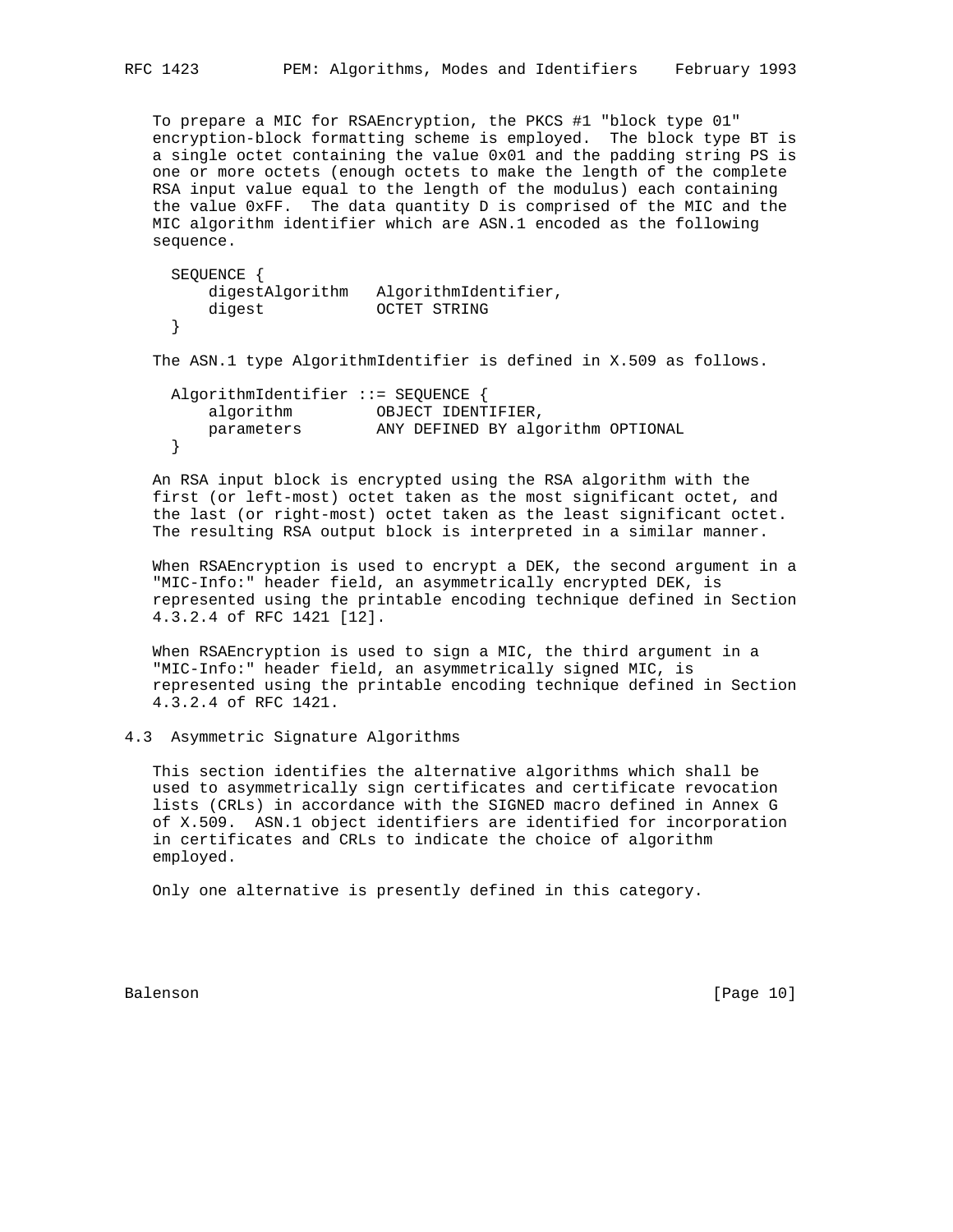To prepare a MIC for RSAEncryption, the PKCS #1 "block type 01" encryption-block formatting scheme is employed. The block type BT is a single octet containing the value 0x01 and the padding string PS is one or more octets (enough octets to make the length of the complete RSA input value equal to the length of the modulus) each containing the value 0xFF. The data quantity D is comprised of the MIC and the MIC algorithm identifier which are ASN.1 encoded as the following sequence.

```
SEQUENCE {
    digestAlgorithm   AlgorithmIdentifier,
    digest            OCTET STRING
}
```

The ASN.1 type AlgorithmIdentifier is defined in X.509 as follows.

```
AlgorithmIdentifier ::= SEQUENCE {
    algorithm         OBJECT IDENTIFIER,
    parameters        ANY DEFINED BY algorithm OPTIONAL
}
```

An RSA input block is encrypted using the RSA algorithm with the first (or left-most) octet taken as the most significant octet, and the last (or right-most) octet taken as the least significant octet. The resulting RSA output block is interpreted in a similar manner.

When RSAEncryption is used to encrypt a DEK, the second argument in a "MIC-Info:" header field, an asymmetrically encrypted DEK, is represented using the printable encoding technique defined in Section 4.3.2.4 of RFC 1421 [12].

When RSAEncryption is used to sign a MIC, the third argument in a "MIC-Info:" header field, an asymmetrically signed MIC, is represented using the printable encoding technique defined in Section 4.3.2.4 of RFC 1421.

## 4.3 Asymmetric Signature Algorithms

This section identifies the alternative algorithms which shall be used to asymmetrically sign certificates and certificate revocation lists (CRLs) in accordance with the SIGNED macro defined in Annex G of X.509. ASN.1 object identifiers are identified for incorporation in certificates and CRLs to indicate the choice of algorithm employed.

Only one alternative is presently defined in this category.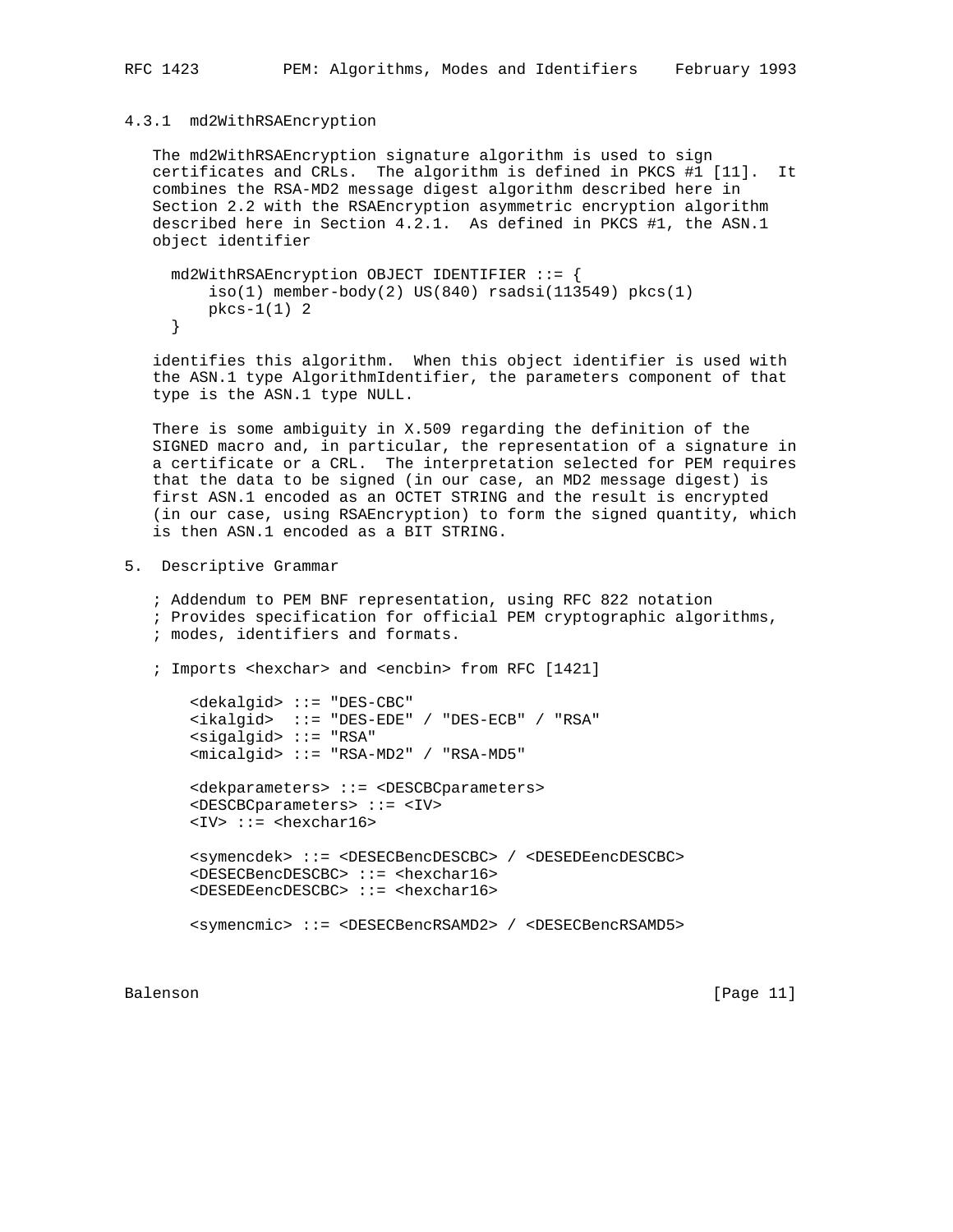### 4.3.1 md2WithRSAEncryption

The md2WithRSAEncryption signature algorithm is used to sign certificates and CRLs. The algorithm is defined in PKCS #1 [11]. It combines the RSA-MD2 message digest algorithm described here in Section 2.2 with the RSAEncryption asymmetric encryption algorithm described here in Section 4.2.1. As defined in PKCS #1, the ASN.1 object identifier

```
md2WithRSAEncryption OBJECT IDENTIFIER ::= {
    iso(1) member-body(2) US(840) rsadsi(113549) pkcs(1)
    pkcs-1(1) 2
}
```

identifies this algorithm. When this object identifier is used with the ASN.1 type AlgorithmIdentifier, the parameters component of that type is the ASN.1 type NULL.

There is some ambiguity in X.509 regarding the definition of the SIGNED macro and, in particular, the representation of a signature in a certificate or a CRL. The interpretation selected for PEM requires that the data to be signed (in our case, an MD2 message digest) is first ASN.1 encoded as an OCTET STRING and the result is encrypted (in our case, using RSAEncryption) to form the signed quantity, which is then ASN.1 encoded as a BIT STRING.

## 5. Descriptive Grammar

```
; Addendum to PEM BNF representation, using RFC 822 notation
; Provides specification for official PEM cryptographic algorithms,
; modes, identifiers and formats.

; Imports <hexchar> and <encbin> from RFC [1421]

   <dekalgid> ::= "DES-CBC"
   <ikalgid>  ::= "DES-EDE" / "DES-ECB" / "RSA"
   <sigalgid> ::= "RSA"
   <micalgid> ::= "RSA-MD2" / "RSA-MD5"

   <dekparameters> ::= <DESCBCparameters>
   <DESCBCparameters> ::= <IV>
   <IV> ::= <hexchar16>

   <symencdek> ::= <DESECBencDESCBC> / <DESEDEencDESCBC>
   <DESECBencDESCBC> ::= <hexchar16>
   <DESEDEencDESCBC> ::= <hexchar16>

   <symencmic> ::= <DESECBencRSAMD2> / <DESECBencRSAMD5>
```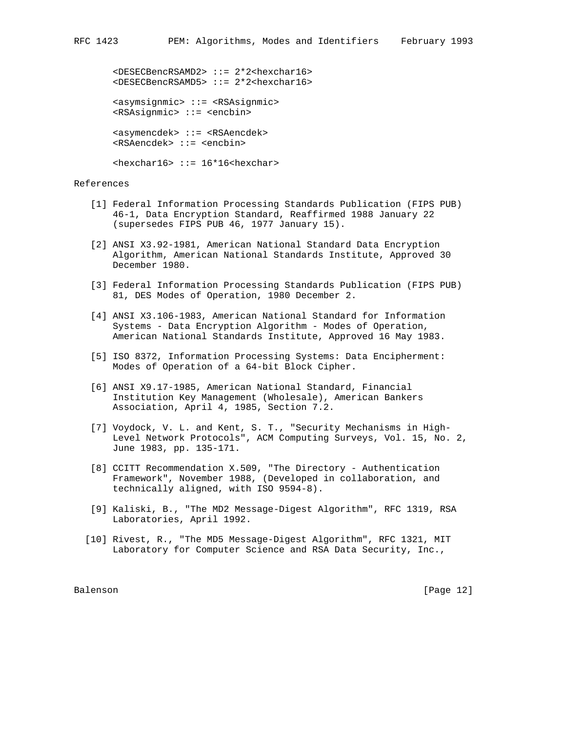```
<DESECBencRSAMD2> ::= 2*2<hexchar16>
<DESECBencRSAMD5> ::= 2*2<hexchar16>

<asymsignmic> ::= <RSAsignmic>
<RSAsignmic> ::= <encbin>

<asymencdek> ::= <RSAencdek>
<RSAencdek> ::= <encbin>

<hexchar16> ::= 16*16<hexchar>
```

## References

[1] Federal Information Processing Standards Publication (FIPS PUB) 46-1, Data Encryption Standard, Reaffirmed 1988 January 22 (supersedes FIPS PUB 46, 1977 January 15).

[2] ANSI X3.92-1981, American National Standard Data Encryption Algorithm, American National Standards Institute, Approved 30 December 1980.

[3] Federal Information Processing Standards Publication (FIPS PUB) 81, DES Modes of Operation, 1980 December 2.

[4] ANSI X3.106-1983, American National Standard for Information Systems - Data Encryption Algorithm - Modes of Operation, American National Standards Institute, Approved 16 May 1983.

[5] ISO 8372, Information Processing Systems: Data Encipherment: Modes of Operation of a 64-bit Block Cipher.

[6] ANSI X9.17-1985, American National Standard, Financial Institution Key Management (Wholesale), American Bankers Association, April 4, 1985, Section 7.2.

[7] Voydock, V. L. and Kent, S. T., "Security Mechanisms in High-Level Network Protocols", ACM Computing Surveys, Vol. 15, No. 2, June 1983, pp. 135-171.

[8] CCITT Recommendation X.509, "The Directory - Authentication Framework", November 1988, (Developed in collaboration, and technically aligned, with ISO 9594-8).

[9] Kaliski, B., "The MD2 Message-Digest Algorithm", RFC 1319, RSA Laboratories, April 1992.

[10] Rivest, R., "The MD5 Message-Digest Algorithm", RFC 1321, MIT Laboratory for Computer Science and RSA Data Security, Inc.,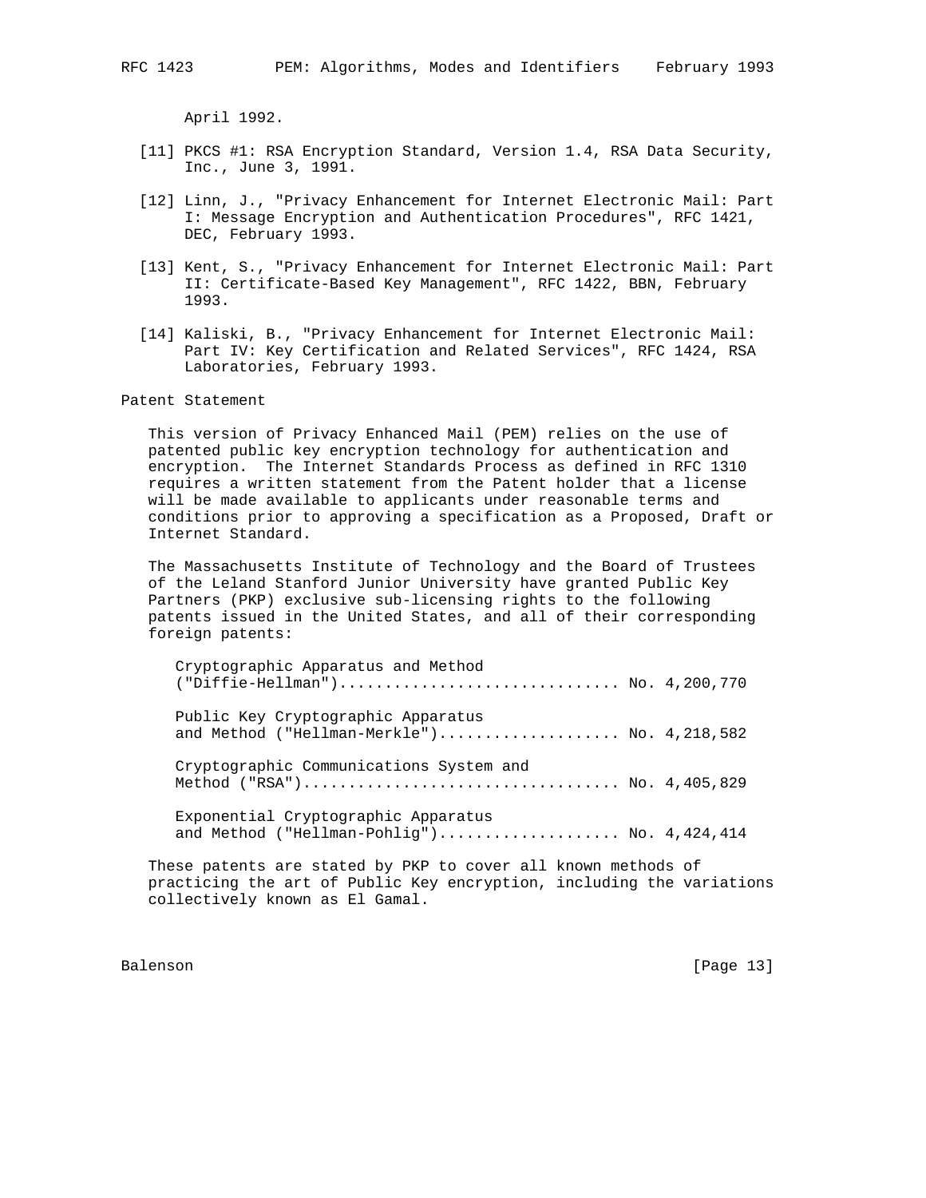April 1992.

[11] PKCS #1: RSA Encryption Standard, Version 1.4, RSA Data Security, Inc., June 3, 1991.

[12] Linn, J., "Privacy Enhancement for Internet Electronic Mail: Part I: Message Encryption and Authentication Procedures", RFC 1421, DEC, February 1993.

[13] Kent, S., "Privacy Enhancement for Internet Electronic Mail: Part II: Certificate-Based Key Management", RFC 1422, BBN, February 1993.

[14] Kaliski, B., "Privacy Enhancement for Internet Electronic Mail: Part IV: Key Certification and Related Services", RFC 1424, RSA Laboratories, February 1993.

## Patent Statement

This version of Privacy Enhanced Mail (PEM) relies on the use of patented public key encryption technology for authentication and encryption. The Internet Standards Process as defined in RFC 1310 requires a written statement from the Patent holder that a license will be made available to applicants under reasonable terms and conditions prior to approving a specification as a Proposed, Draft or Internet Standard.

The Massachusetts Institute of Technology and the Board of Trustees of the Leland Stanford Junior University have granted Public Key Partners (PKP) exclusive sub-licensing rights to the following patents issued in the United States, and all of their corresponding foreign patents:

```
Cryptographic Apparatus and Method
("Diffie-Hellman")............................... No. 4,200,770

Public Key Cryptographic Apparatus
and Method ("Hellman-Merkle").................... No. 4,218,582

Cryptographic Communications System and
Method ("RSA")................................... No. 4,405,829

Exponential Cryptographic Apparatus
and Method ("Hellman-Pohlig").................... No. 4,424,414
```

These patents are stated by PKP to cover all known methods of practicing the art of Public Key encryption, including the variations collectively known as El Gamal.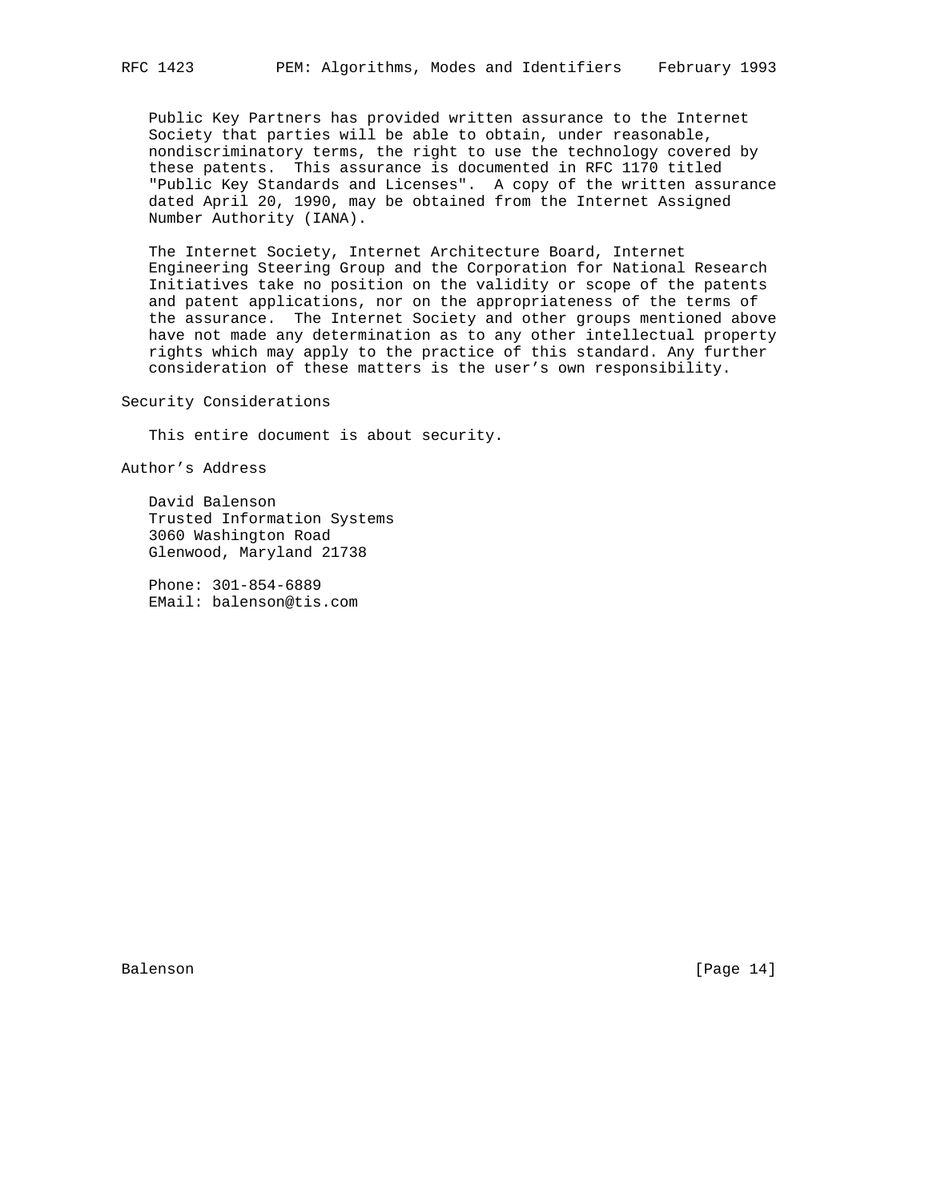Public Key Partners has provided written assurance to the Internet Society that parties will be able to obtain, under reasonable, nondiscriminatory terms, the right to use the technology covered by these patents. This assurance is documented in RFC 1170 titled "Public Key Standards and Licenses". A copy of the written assurance dated April 20, 1990, may be obtained from the Internet Assigned Number Authority (IANA).

The Internet Society, Internet Architecture Board, Internet Engineering Steering Group and the Corporation for National Research Initiatives take no position on the validity or scope of the patents and patent applications, nor on the appropriateness of the terms of the assurance. The Internet Society and other groups mentioned above have not made any determination as to any other intellectual property rights which may apply to the practice of this standard. Any further consideration of these matters is the user's own responsibility.

## Security Considerations

This entire document is about security.

## Author's Address

David Balenson
Trusted Information Systems
3060 Washington Road
Glenwood, Maryland 21738

Phone: 301-854-6889
EMail: balenson@tis.com